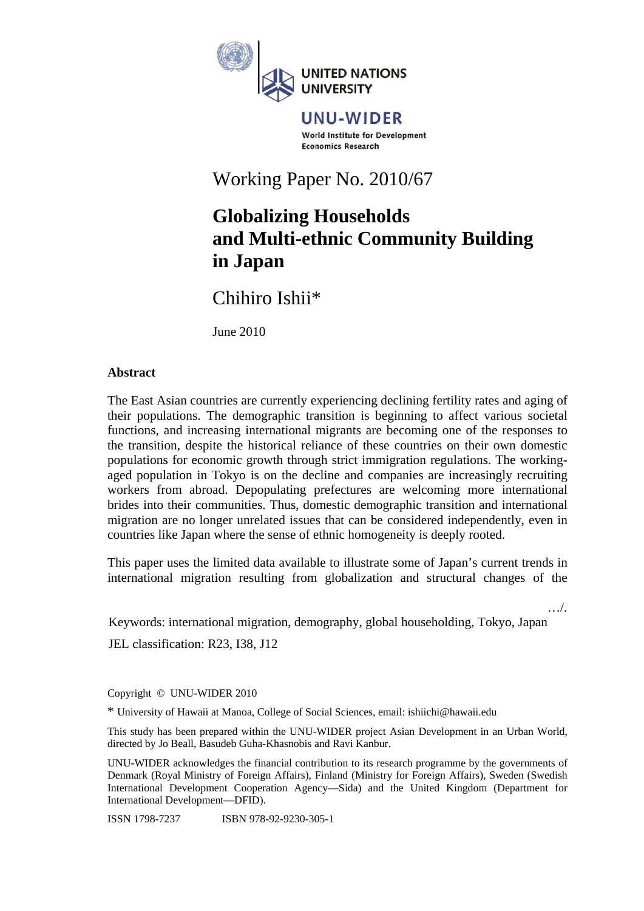UNITED NATIONS UNIVERSITY

UNU-WIDER

World Institute for Development Economics Research

Working Paper No. 2010/67

# Globalizing Households and Multi-ethnic Community Building in Japan

Chihiro Ishii*

June 2010

## Abstract

The East Asian countries are currently experiencing declining fertility rates and aging of their populations. The demographic transition is beginning to affect various societal functions, and increasing international migrants are becoming one of the responses to the transition, despite the historical reliance of these countries on their own domestic populations for economic growth through strict immigration regulations. The working-aged population in Tokyo is on the decline and companies are increasingly recruiting workers from abroad. Depopulating prefectures are welcoming more international brides into their communities. Thus, domestic demographic transition and international migration are no longer unrelated issues that can be considered independently, even in countries like Japan where the sense of ethnic homogeneity is deeply rooted.

This paper uses the limited data available to illustrate some of Japan's current trends in international migration resulting from globalization and structural changes of the

…/.

Keywords: international migration, demography, global householding, Tokyo, Japan

JEL classification: R23, I38, J12

Copyright © UNU-WIDER 2010

* University of Hawaii at Manoa, College of Social Sciences, email: ishiichi@hawaii.edu

This study has been prepared within the UNU-WIDER project Asian Development in an Urban World, directed by Jo Beall, Basudeb Guha-Khasnobis and Ravi Kanbur.

UNU-WIDER acknowledges the financial contribution to its research programme by the governments of Denmark (Royal Ministry of Foreign Affairs), Finland (Ministry for Foreign Affairs), Sweden (Swedish International Development Cooperation Agency—Sida) and the United Kingdom (Department for International Development—DFID).

ISSN 1798-7237 ISBN 978-92-9230-305-1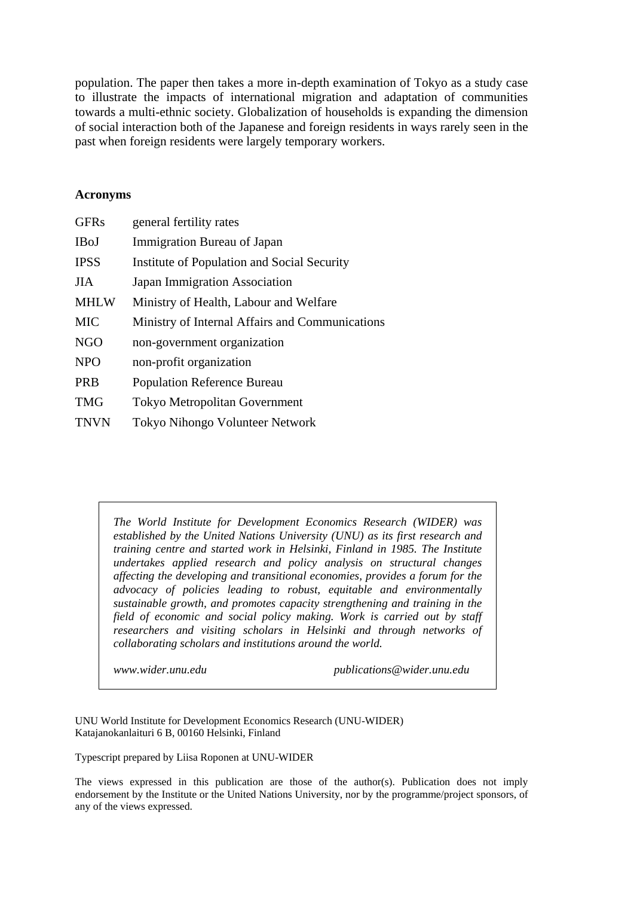population. The paper then takes a more in-depth examination of Tokyo as a study case to illustrate the impacts of international migration and adaptation of communities towards a multi-ethnic society. Globalization of households is expanding the dimension of social interaction both of the Japanese and foreign residents in ways rarely seen in the past when foreign residents were largely temporary workers.

**Acronyms**

| | |
|---|---|
| GFRs | general fertility rates |
| IBoJ | Immigration Bureau of Japan |
| IPSS | Institute of Population and Social Security |
| JIA | Japan Immigration Association |
| MHLW | Ministry of Health, Labour and Welfare |
| MIC | Ministry of Internal Affairs and Communications |
| NGO | non-government organization |
| NPO | non-profit organization |
| PRB | Population Reference Bureau |
| TMG | Tokyo Metropolitan Government |
| TNVN | Tokyo Nihongo Volunteer Network |

*The World Institute for Development Economics Research (WIDER) was established by the United Nations University (UNU) as its first research and training centre and started work in Helsinki, Finland in 1985. The Institute undertakes applied research and policy analysis on structural changes affecting the developing and transitional economies, provides a forum for the advocacy of policies leading to robust, equitable and environmentally sustainable growth, and promotes capacity strengthening and training in the field of economic and social policy making. Work is carried out by staff researchers and visiting scholars in Helsinki and through networks of collaborating scholars and institutions around the world.*

*www.wider.unu.edu* *publications@wider.unu.edu*

UNU World Institute for Development Economics Research (UNU-WIDER)
Katajanokanlaituri 6 B, 00160 Helsinki, Finland

Typescript prepared by Liisa Roponen at UNU-WIDER

The views expressed in this publication are those of the author(s). Publication does not imply endorsement by the Institute or the United Nations University, nor by the programme/project sponsors, of any of the views expressed.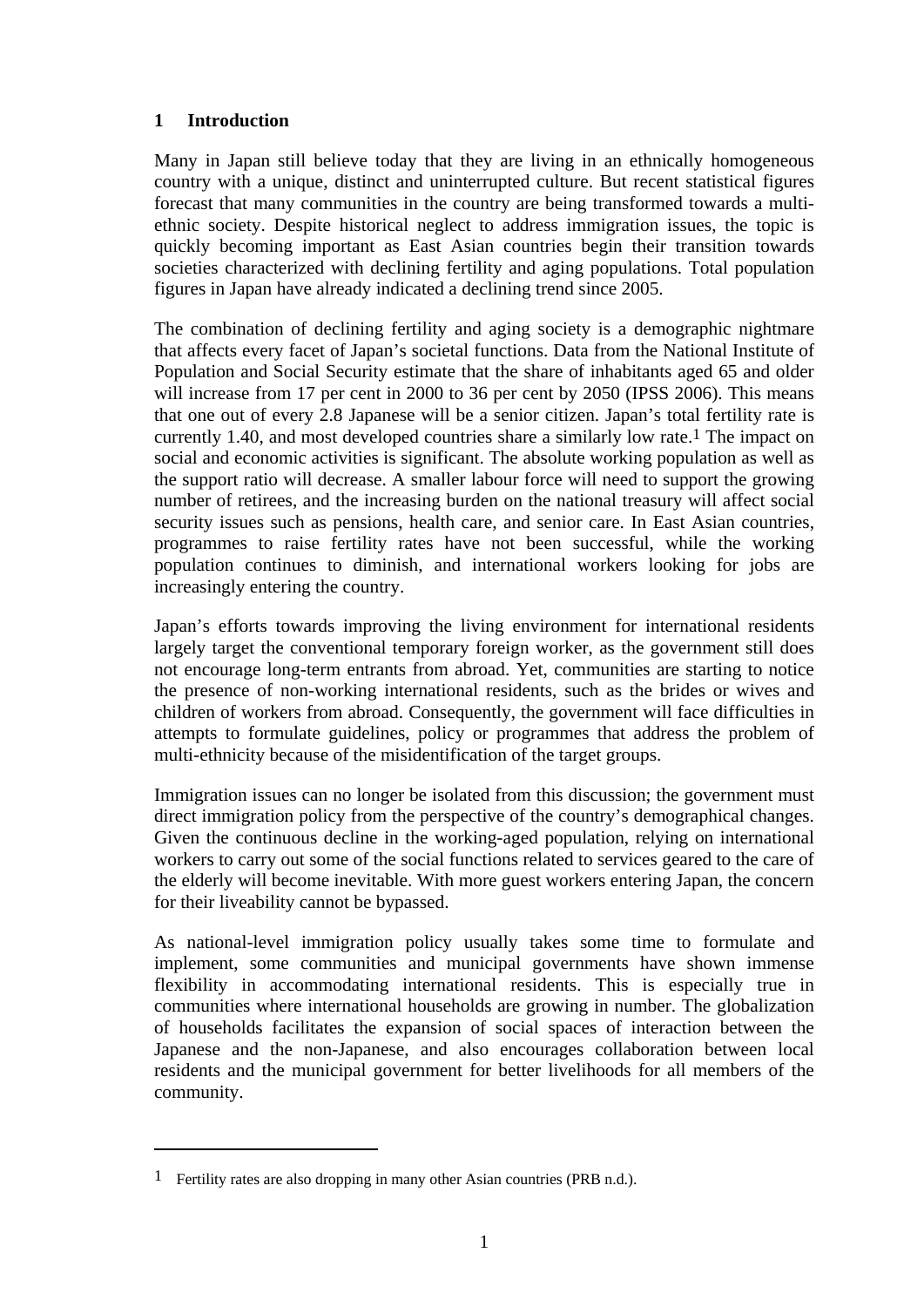## 1 Introduction

Many in Japan still believe today that they are living in an ethnically homogeneous country with a unique, distinct and uninterrupted culture. But recent statistical figures forecast that many communities in the country are being transformed towards a multi-ethnic society. Despite historical neglect to address immigration issues, the topic is quickly becoming important as East Asian countries begin their transition towards societies characterized with declining fertility and aging populations. Total population figures in Japan have already indicated a declining trend since 2005.

The combination of declining fertility and aging society is a demographic nightmare that affects every facet of Japan's societal functions. Data from the National Institute of Population and Social Security estimate that the share of inhabitants aged 65 and older will increase from 17 per cent in 2000 to 36 per cent by 2050 (IPSS 2006). This means that one out of every 2.8 Japanese will be a senior citizen. Japan's total fertility rate is currently 1.40, and most developed countries share a similarly low rate.[1] The impact on social and economic activities is significant. The absolute working population as well as the support ratio will decrease. A smaller labour force will need to support the growing number of retirees, and the increasing burden on the national treasury will affect social security issues such as pensions, health care, and senior care. In East Asian countries, programmes to raise fertility rates have not been successful, while the working population continues to diminish, and international workers looking for jobs are increasingly entering the country.

Japan's efforts towards improving the living environment for international residents largely target the conventional temporary foreign worker, as the government still does not encourage long-term entrants from abroad. Yet, communities are starting to notice the presence of non-working international residents, such as the brides or wives and children of workers from abroad. Consequently, the government will face difficulties in attempts to formulate guidelines, policy or programmes that address the problem of multi-ethnicity because of the misidentification of the target groups.

Immigration issues can no longer be isolated from this discussion; the government must direct immigration policy from the perspective of the country's demographical changes. Given the continuous decline in the working-aged population, relying on international workers to carry out some of the social functions related to services geared to the care of the elderly will become inevitable. With more guest workers entering Japan, the concern for their liveability cannot be bypassed.

As national-level immigration policy usually takes some time to formulate and implement, some communities and municipal governments have shown immense flexibility in accommodating international residents. This is especially true in communities where international households are growing in number. The globalization of households facilitates the expansion of social spaces of interaction between the Japanese and the non-Japanese, and also encourages collaboration between local residents and the municipal government for better livelihoods for all members of the community.

---

[1] Fertility rates are also dropping in many other Asian countries (PRB n.d.).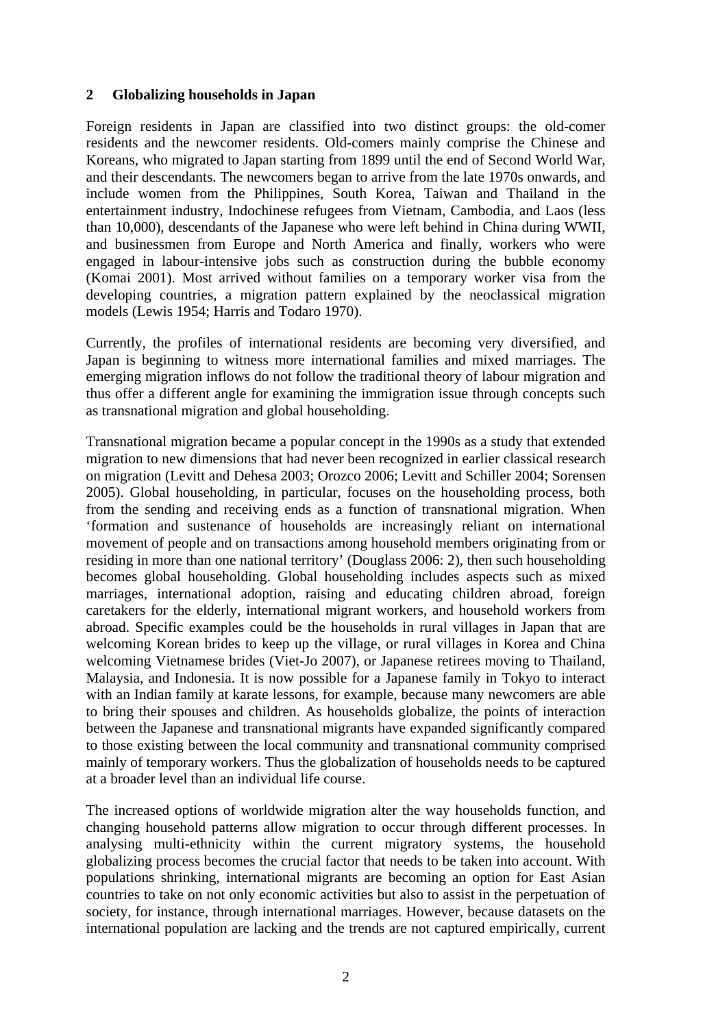## 2 Globalizing households in Japan

Foreign residents in Japan are classified into two distinct groups: the old-comer residents and the newcomer residents. Old-comers mainly comprise the Chinese and Koreans, who migrated to Japan starting from 1899 until the end of Second World War, and their descendants. The newcomers began to arrive from the late 1970s onwards, and include women from the Philippines, South Korea, Taiwan and Thailand in the entertainment industry, Indochinese refugees from Vietnam, Cambodia, and Laos (less than 10,000), descendants of the Japanese who were left behind in China during WWII, and businessmen from Europe and North America and finally, workers who were engaged in labour-intensive jobs such as construction during the bubble economy (Komai 2001). Most arrived without families on a temporary worker visa from the developing countries, a migration pattern explained by the neoclassical migration models (Lewis 1954; Harris and Todaro 1970).

Currently, the profiles of international residents are becoming very diversified, and Japan is beginning to witness more international families and mixed marriages. The emerging migration inflows do not follow the traditional theory of labour migration and thus offer a different angle for examining the immigration issue through concepts such as transnational migration and global householding.

Transnational migration became a popular concept in the 1990s as a study that extended migration to new dimensions that had never been recognized in earlier classical research on migration (Levitt and Dehesa 2003; Orozco 2006; Levitt and Schiller 2004; Sorensen 2005). Global householding, in particular, focuses on the householding process, both from the sending and receiving ends as a function of transnational migration. When 'formation and sustenance of households are increasingly reliant on international movement of people and on transactions among household members originating from or residing in more than one national territory' (Douglass 2006: 2), then such householding becomes global householding. Global householding includes aspects such as mixed marriages, international adoption, raising and educating children abroad, foreign caretakers for the elderly, international migrant workers, and household workers from abroad. Specific examples could be the households in rural villages in Japan that are welcoming Korean brides to keep up the village, or rural villages in Korea and China welcoming Vietnamese brides (Viet-Jo 2007), or Japanese retirees moving to Thailand, Malaysia, and Indonesia. It is now possible for a Japanese family in Tokyo to interact with an Indian family at karate lessons, for example, because many newcomers are able to bring their spouses and children. As households globalize, the points of interaction between the Japanese and transnational migrants have expanded significantly compared to those existing between the local community and transnational community comprised mainly of temporary workers. Thus the globalization of households needs to be captured at a broader level than an individual life course.

The increased options of worldwide migration alter the way households function, and changing household patterns allow migration to occur through different processes. In analysing multi-ethnicity within the current migratory systems, the household globalizing process becomes the crucial factor that needs to be taken into account. With populations shrinking, international migrants are becoming an option for East Asian countries to take on not only economic activities but also to assist in the perpetuation of society, for instance, through international marriages. However, because datasets on the international population are lacking and the trends are not captured empirically, current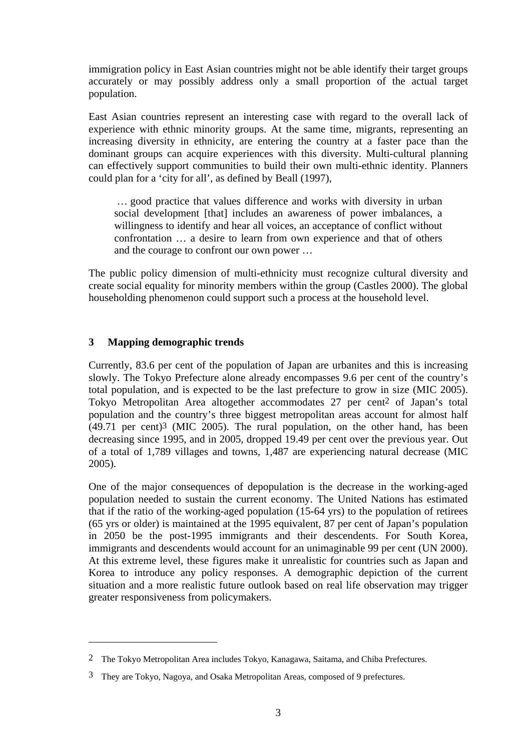immigration policy in East Asian countries might not be able identify their target groups accurately or may possibly address only a small proportion of the actual target population.

East Asian countries represent an interesting case with regard to the overall lack of experience with ethnic minority groups. At the same time, migrants, representing an increasing diversity in ethnicity, are entering the country at a faster pace than the dominant groups can acquire experiences with this diversity. Multi-cultural planning can effectively support communities to build their own multi-ethnic identity. Planners could plan for a 'city for all', as defined by Beall (1997),

> … good practice that values difference and works with diversity in urban social development [that] includes an awareness of power imbalances, a willingness to identify and hear all voices, an acceptance of conflict without confrontation … a desire to learn from own experience and that of others and the courage to confront our own power …

The public policy dimension of multi-ethnicity must recognize cultural diversity and create social equality for minority members within the group (Castles 2000). The global householding phenomenon could support such a process at the household level.

## 3 Mapping demographic trends

Currently, 83.6 per cent of the population of Japan are urbanites and this is increasing slowly. The Tokyo Prefecture alone already encompasses 9.6 per cent of the country's total population, and is expected to be the last prefecture to grow in size (MIC 2005). Tokyo Metropolitan Area altogether accommodates 27 per cent[2] of Japan's total population and the country's three biggest metropolitan areas account for almost half (49.71 per cent)[3] (MIC 2005). The rural population, on the other hand, has been decreasing since 1995, and in 2005, dropped 19.49 per cent over the previous year. Out of a total of 1,789 villages and towns, 1,487 are experiencing natural decrease (MIC 2005).

One of the major consequences of depopulation is the decrease in the working-aged population needed to sustain the current economy. The United Nations has estimated that if the ratio of the working-aged population (15-64 yrs) to the population of retirees (65 yrs or older) is maintained at the 1995 equivalent, 87 per cent of Japan's population in 2050 be the post-1995 immigrants and their descendents. For South Korea, immigrants and descendents would account for an unimaginable 99 per cent (UN 2000). At this extreme level, these figures make it unrealistic for countries such as Japan and Korea to introduce any policy responses. A demographic depiction of the current situation and a more realistic future outlook based on real life observation may trigger greater responsiveness from policymakers.

---

[2] The Tokyo Metropolitan Area includes Tokyo, Kanagawa, Saitama, and Chiba Prefectures.

[3] They are Tokyo, Nagoya, and Osaka Metropolitan Areas, composed of 9 prefectures.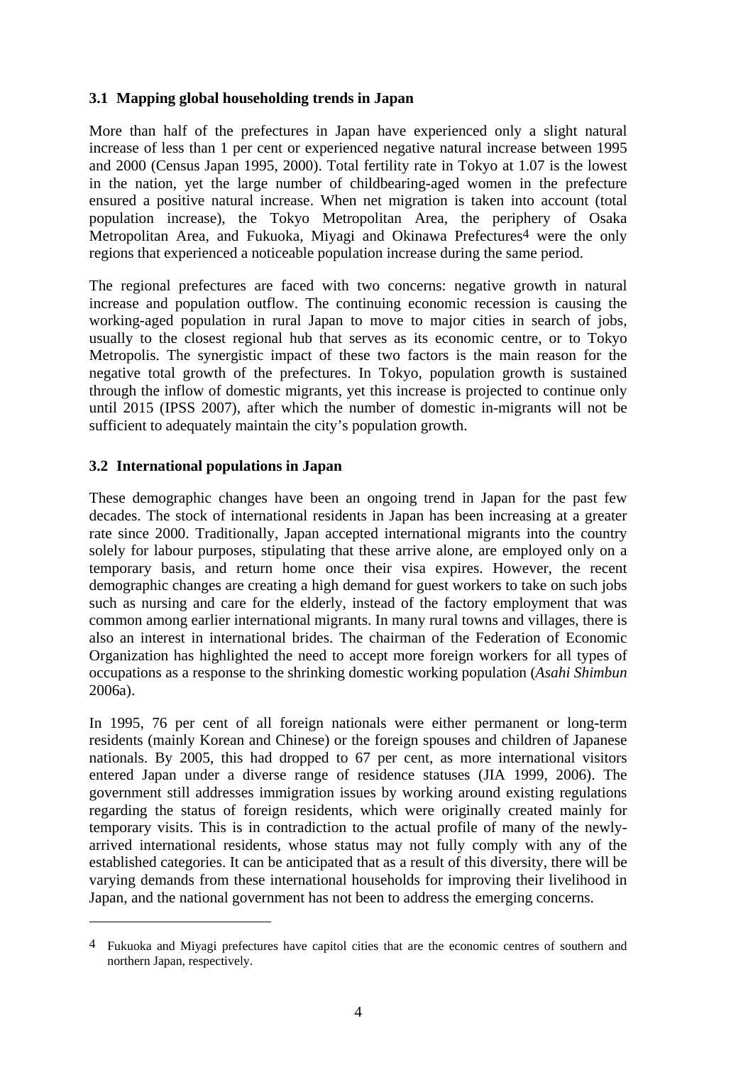### 3.1 Mapping global householding trends in Japan

More than half of the prefectures in Japan have experienced only a slight natural increase of less than 1 per cent or experienced negative natural increase between 1995 and 2000 (Census Japan 1995, 2000). Total fertility rate in Tokyo at 1.07 is the lowest in the nation, yet the large number of childbearing-aged women in the prefecture ensured a positive natural increase. When net migration is taken into account (total population increase), the Tokyo Metropolitan Area, the periphery of Osaka Metropolitan Area, and Fukuoka, Miyagi and Okinawa Prefectures[4] were the only regions that experienced a noticeable population increase during the same period.

The regional prefectures are faced with two concerns: negative growth in natural increase and population outflow. The continuing economic recession is causing the working-aged population in rural Japan to move to major cities in search of jobs, usually to the closest regional hub that serves as its economic centre, or to Tokyo Metropolis. The synergistic impact of these two factors is the main reason for the negative total growth of the prefectures. In Tokyo, population growth is sustained through the inflow of domestic migrants, yet this increase is projected to continue only until 2015 (IPSS 2007), after which the number of domestic in-migrants will not be sufficient to adequately maintain the city's population growth.

### 3.2 International populations in Japan

These demographic changes have been an ongoing trend in Japan for the past few decades. The stock of international residents in Japan has been increasing at a greater rate since 2000. Traditionally, Japan accepted international migrants into the country solely for labour purposes, stipulating that these arrive alone, are employed only on a temporary basis, and return home once their visa expires. However, the recent demographic changes are creating a high demand for guest workers to take on such jobs such as nursing and care for the elderly, instead of the factory employment that was common among earlier international migrants. In many rural towns and villages, there is also an interest in international brides. The chairman of the Federation of Economic Organization has highlighted the need to accept more foreign workers for all types of occupations as a response to the shrinking domestic working population (*Asahi Shimbun* 2006a).

In 1995, 76 per cent of all foreign nationals were either permanent or long-term residents (mainly Korean and Chinese) or the foreign spouses and children of Japanese nationals. By 2005, this had dropped to 67 per cent, as more international visitors entered Japan under a diverse range of residence statuses (JIA 1999, 2006). The government still addresses immigration issues by working around existing regulations regarding the status of foreign residents, which were originally created mainly for temporary visits. This is in contradiction to the actual profile of many of the newly-arrived international residents, whose status may not fully comply with any of the established categories. It can be anticipated that as a result of this diversity, there will be varying demands from these international households for improving their livelihood in Japan, and the national government has not been to address the emerging concerns.

---

[4] Fukuoka and Miyagi prefectures have capitol cities that are the economic centres of southern and northern Japan, respectively.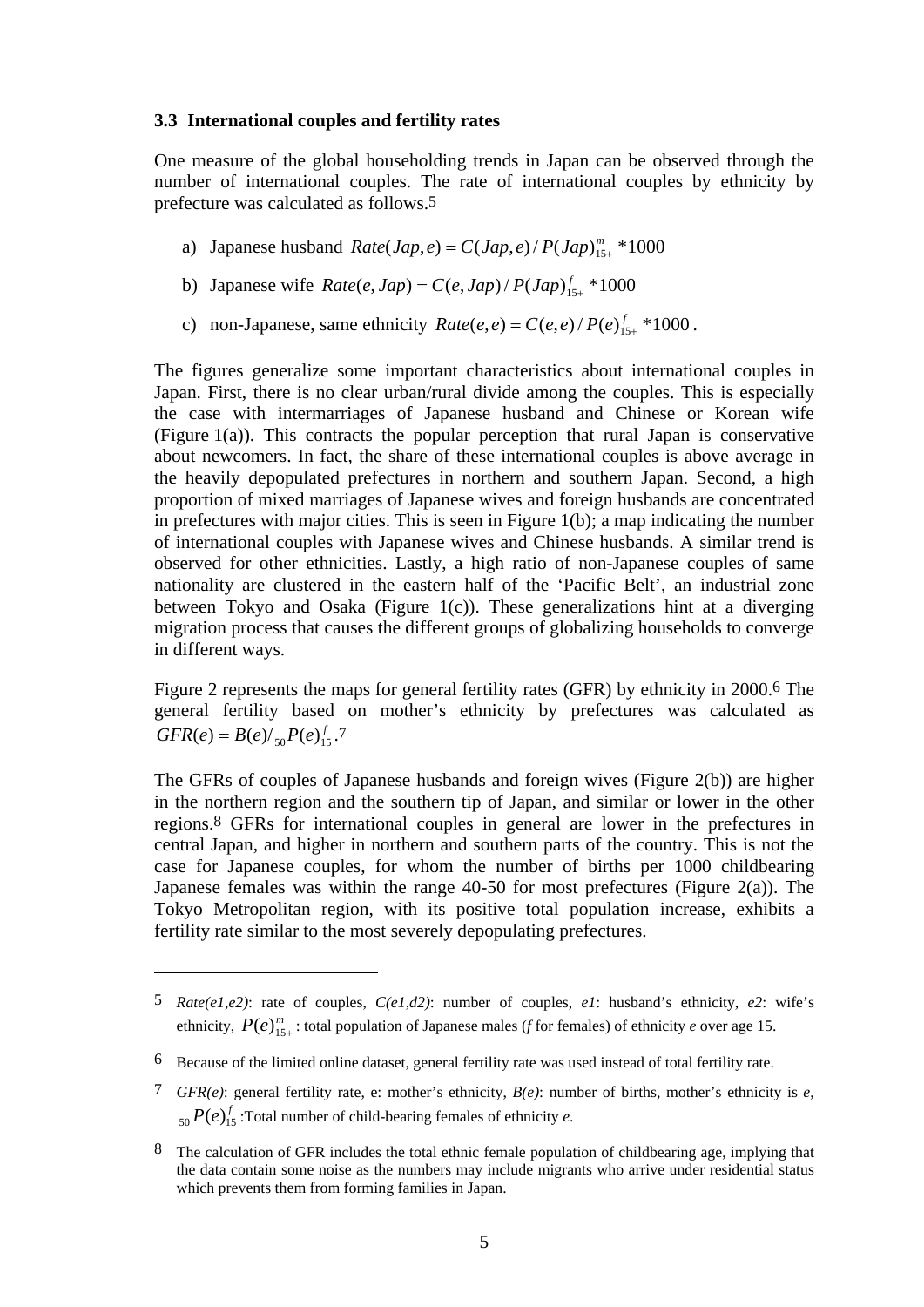### 3.3 International couples and fertility rates

One measure of the global householding trends in Japan can be observed through the number of international couples. The rate of international couples by ethnicity by prefecture was calculated as follows.[5]

a) Japanese husband $Rate(Jap, e) = C(Jap, e) / P(Jap)^{m}_{15+} *1000$

b) Japanese wife $Rate(e, Jap) = C(e, Jap) / P(Jap)^{f}_{15+} *1000$

c) non-Japanese, same ethnicity $Rate(e, e) = C(e, e) / P(e)^{f}_{15+} *1000$.

The figures generalize some important characteristics about international couples in Japan. First, there is no clear urban/rural divide among the couples. This is especially the case with intermarriages of Japanese husband and Chinese or Korean wife (Figure 1(a)). This contracts the popular perception that rural Japan is conservative about newcomers. In fact, the share of these international couples is above average in the heavily depopulated prefectures in northern and southern Japan. Second, a high proportion of mixed marriages of Japanese wives and foreign husbands are concentrated in prefectures with major cities. This is seen in Figure 1(b); a map indicating the number of international couples with Japanese wives and Chinese husbands. A similar trend is observed for other ethnicities. Lastly, a high ratio of non-Japanese couples of same nationality are clustered in the eastern half of the 'Pacific Belt', an industrial zone between Tokyo and Osaka (Figure 1(c)). These generalizations hint at a diverging migration process that causes the different groups of globalizing households to converge in different ways.

Figure 2 represents the maps for general fertility rates (GFR) by ethnicity in 2000.[6] The general fertility based on mother's ethnicity by prefectures was calculated as $GFR(e) = B(e) / {}_{50}P(e)^{f}_{15}$.[7]

The GFRs of couples of Japanese husbands and foreign wives (Figure 2(b)) are higher in the northern region and the southern tip of Japan, and similar or lower in the other regions.[8] GFRs for international couples in general are lower in the prefectures in central Japan, and higher in northern and southern parts of the country. This is not the case for Japanese couples, for whom the number of births per 1000 childbearing Japanese females was within the range 40-50 for most prefectures (Figure 2(a)). The Tokyo Metropolitan region, with its positive total population increase, exhibits a fertility rate similar to the most severely depopulating prefectures.

---

[5] *Rate(e1,e2)*: rate of couples, *C(e1,d2)*: number of couples, *e1*: husband's ethnicity, *e2*: wife's ethnicity, $P(e)^{m}_{15+}$ : total population of Japanese males (*f* for females) of ethnicity *e* over age 15.

[6] Because of the limited online dataset, general fertility rate was used instead of total fertility rate.

[7] *GFR(e)*: general fertility rate, e: mother's ethnicity, *B(e)*: number of births, mother's ethnicity is *e*, ${}_{50}P(e)^{f}_{15}$ :Total number of child-bearing females of ethnicity *e*.

[8] The calculation of GFR includes the total ethnic female population of childbearing age, implying that the data contain some noise as the numbers may include migrants who arrive under residential status which prevents them from forming families in Japan.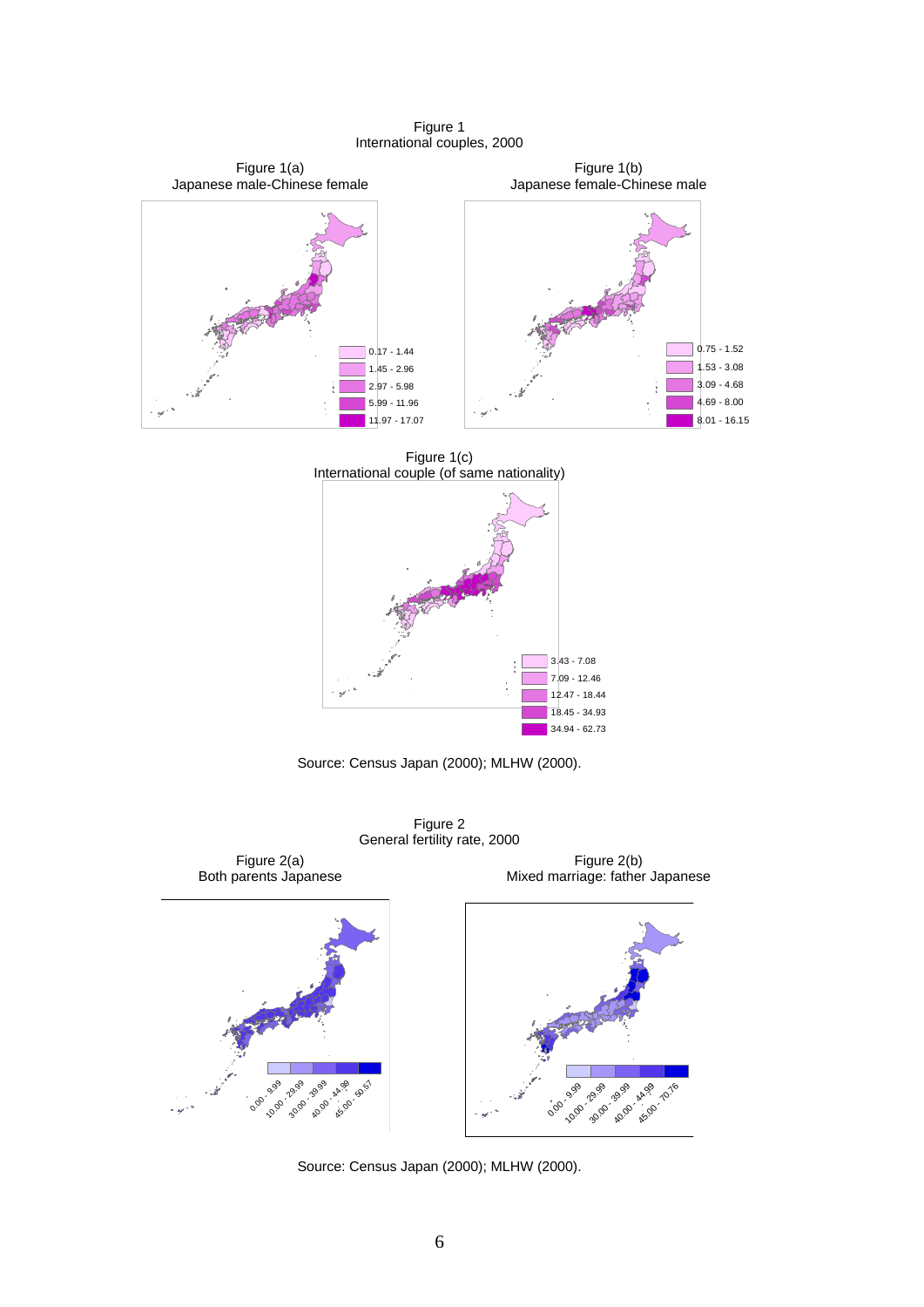Figure 1
International couples, 2000

Figure 1(a)
Japanese male-Chinese female

0.17 - 1.44
1.45 - 2.96
2.97 - 5.98
5.99 - 11.96
11.97 - 17.07

Figure 1(b)
Japanese female-Chinese male

0.75 - 1.52
1.53 - 3.08
3.09 - 4.68
4.69 - 8.00
8.01 - 16.15

Figure 1(c)
International couple (of same nationality)

3.43 - 7.08
7.09 - 12.46
12.47 - 18.44
18.45 - 34.93
34.94 - 62.73

Source: Census Japan (2000); MLHW (2000).

Figure 2
General fertility rate, 2000

Figure 2(a)
Both parents Japanese

0.00 - 9.99
10.00 - 29.99
30.00 - 39.99
40.00 - 44.99
45.00 - 50.57

Figure 2(b)
Mixed marriage: father Japanese

0.00 - 9.99
10.00 - 29.99
30.00 - 39.99
40.00 - 44.99
45.00 - 70.76

Source: Census Japan (2000); MLHW (2000).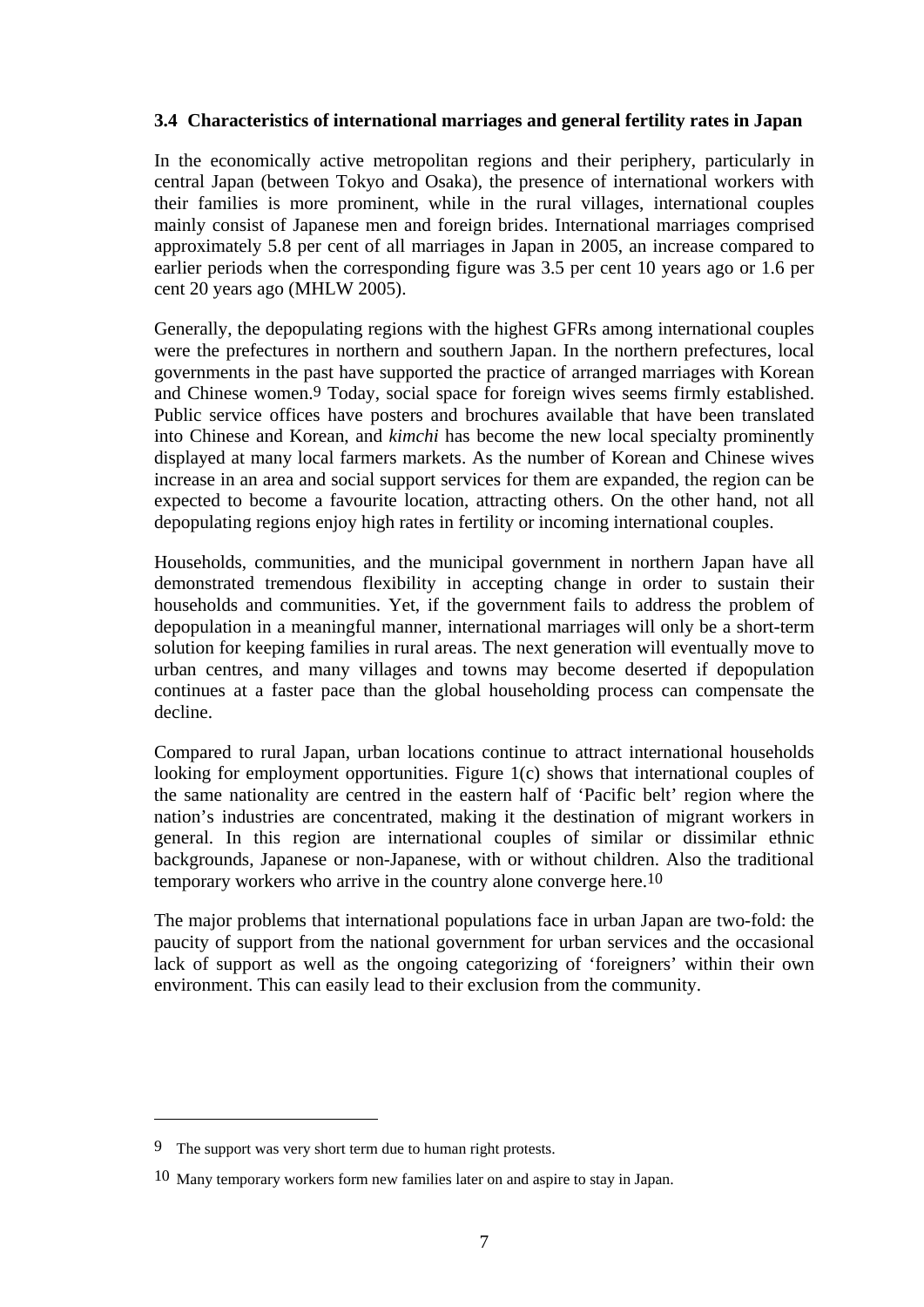### 3.4 Characteristics of international marriages and general fertility rates in Japan

In the economically active metropolitan regions and their periphery, particularly in central Japan (between Tokyo and Osaka), the presence of international workers with their families is more prominent, while in the rural villages, international couples mainly consist of Japanese men and foreign brides. International marriages comprised approximately 5.8 per cent of all marriages in Japan in 2005, an increase compared to earlier periods when the corresponding figure was 3.5 per cent 10 years ago or 1.6 per cent 20 years ago (MHLW 2005).

Generally, the depopulating regions with the highest GFRs among international couples were the prefectures in northern and southern Japan. In the northern prefectures, local governments in the past have supported the practice of arranged marriages with Korean and Chinese women.[9] Today, social space for foreign wives seems firmly established. Public service offices have posters and brochures available that have been translated into Chinese and Korean, and *kimchi* has become the new local specialty prominently displayed at many local farmers markets. As the number of Korean and Chinese wives increase in an area and social support services for them are expanded, the region can be expected to become a favourite location, attracting others. On the other hand, not all depopulating regions enjoy high rates in fertility or incoming international couples.

Households, communities, and the municipal government in northern Japan have all demonstrated tremendous flexibility in accepting change in order to sustain their households and communities. Yet, if the government fails to address the problem of depopulation in a meaningful manner, international marriages will only be a short-term solution for keeping families in rural areas. The next generation will eventually move to urban centres, and many villages and towns may become deserted if depopulation continues at a faster pace than the global householding process can compensate the decline.

Compared to rural Japan, urban locations continue to attract international households looking for employment opportunities. Figure 1(c) shows that international couples of the same nationality are centred in the eastern half of 'Pacific belt' region where the nation's industries are concentrated, making it the destination of migrant workers in general. In this region are international couples of similar or dissimilar ethnic backgrounds, Japanese or non-Japanese, with or without children. Also the traditional temporary workers who arrive in the country alone converge here.[10]

The major problems that international populations face in urban Japan are two-fold: the paucity of support from the national government for urban services and the occasional lack of support as well as the ongoing categorizing of 'foreigners' within their own environment. This can easily lead to their exclusion from the community.

---

[9] The support was very short term due to human right protests.

[10] Many temporary workers form new families later on and aspire to stay in Japan.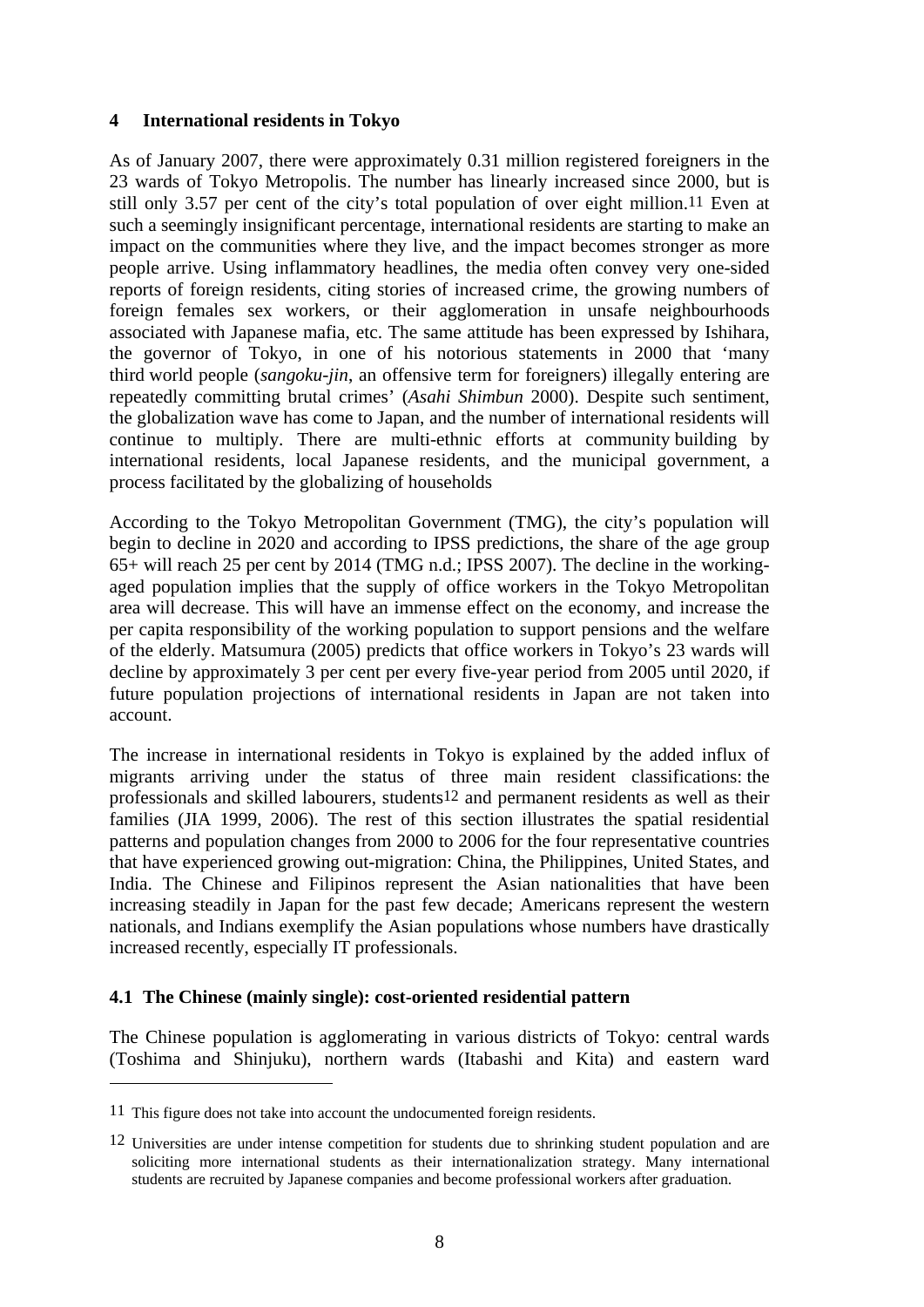## 4 International residents in Tokyo

As of January 2007, there were approximately 0.31 million registered foreigners in the 23 wards of Tokyo Metropolis. The number has linearly increased since 2000, but is still only 3.57 per cent of the city's total population of over eight million.[11] Even at such a seemingly insignificant percentage, international residents are starting to make an impact on the communities where they live, and the impact becomes stronger as more people arrive. Using inflammatory headlines, the media often convey very one-sided reports of foreign residents, citing stories of increased crime, the growing numbers of foreign females sex workers, or their agglomeration in unsafe neighbourhoods associated with Japanese mafia, etc. The same attitude has been expressed by Ishihara, the governor of Tokyo, in one of his notorious statements in 2000 that 'many third world people (*sangoku-jin*, an offensive term for foreigners) illegally entering are repeatedly committing brutal crimes' (*Asahi Shimbun* 2000). Despite such sentiment, the globalization wave has come to Japan, and the number of international residents will continue to multiply. There are multi-ethnic efforts at community building by international residents, local Japanese residents, and the municipal government, a process facilitated by the globalizing of households

According to the Tokyo Metropolitan Government (TMG), the city's population will begin to decline in 2020 and according to IPSS predictions, the share of the age group 65+ will reach 25 per cent by 2014 (TMG n.d.; IPSS 2007). The decline in the working-aged population implies that the supply of office workers in the Tokyo Metropolitan area will decrease. This will have an immense effect on the economy, and increase the per capita responsibility of the working population to support pensions and the welfare of the elderly. Matsumura (2005) predicts that office workers in Tokyo's 23 wards will decline by approximately 3 per cent per every five-year period from 2005 until 2020, if future population projections of international residents in Japan are not taken into account.

The increase in international residents in Tokyo is explained by the added influx of migrants arriving under the status of three main resident classifications: the professionals and skilled labourers, students[12] and permanent residents as well as their families (JIA 1999, 2006). The rest of this section illustrates the spatial residential patterns and population changes from 2000 to 2006 for the four representative countries that have experienced growing out-migration: China, the Philippines, United States, and India. The Chinese and Filipinos represent the Asian nationalities that have been increasing steadily in Japan for the past few decade; Americans represent the western nationals, and Indians exemplify the Asian populations whose numbers have drastically increased recently, especially IT professionals.

### 4.1 The Chinese (mainly single): cost-oriented residential pattern

The Chinese population is agglomerating in various districts of Tokyo: central wards (Toshima and Shinjuku), northern wards (Itabashi and Kita) and eastern ward

---

[11] This figure does not take into account the undocumented foreign residents.

[12] Universities are under intense competition for students due to shrinking student population and are soliciting more international students as their internationalization strategy. Many international students are recruited by Japanese companies and become professional workers after graduation.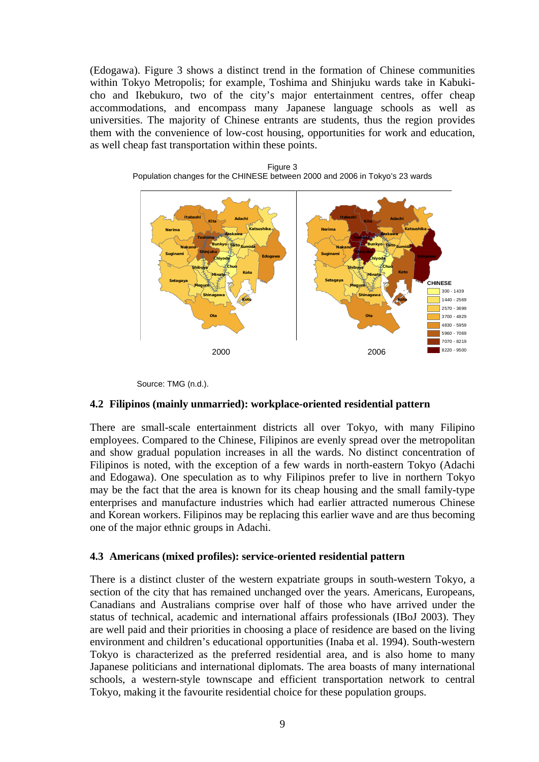(Edogawa). Figure 3 shows a distinct trend in the formation of Chinese communities within Tokyo Metropolis; for example, Toshima and Shinjuku wards take in Kabuki-cho and Ikebukuro, two of the city's major entertainment centres, offer cheap accommodations, and encompass many Japanese language schools as well as universities. The majority of Chinese entrants are students, thus the region provides them with the convenience of low-cost housing, opportunities for work and education, as well cheap fast transportation within these points.

Figure 3
Population changes for the CHINESE between 2000 and 2006 in Tokyo's 23 wards

Source: TMG (n.d.).

### 4.2 Filipinos (mainly unmarried): workplace-oriented residential pattern

There are small-scale entertainment districts all over Tokyo, with many Filipino employees. Compared to the Chinese, Filipinos are evenly spread over the metropolitan and show gradual population increases in all the wards. No distinct concentration of Filipinos is noted, with the exception of a few wards in north-eastern Tokyo (Adachi and Edogawa). One speculation as to why Filipinos prefer to live in northern Tokyo may be the fact that the area is known for its cheap housing and the small family-type enterprises and manufacture industries which had earlier attracted numerous Chinese and Korean workers. Filipinos may be replacing this earlier wave and are thus becoming one of the major ethnic groups in Adachi.

### 4.3 Americans (mixed profiles): service-oriented residential pattern

There is a distinct cluster of the western expatriate groups in south-western Tokyo, a section of the city that has remained unchanged over the years. Americans, Europeans, Canadians and Australians comprise over half of those who have arrived under the status of technical, academic and international affairs professionals (IBoJ 2003). They are well paid and their priorities in choosing a place of residence are based on the living environment and children's educational opportunities (Inaba et al. 1994). South-western Tokyo is characterized as the preferred residential area, and is also home to many Japanese politicians and international diplomats. The area boasts of many international schools, a western-style townscape and efficient transportation network to central Tokyo, making it the favourite residential choice for these population groups.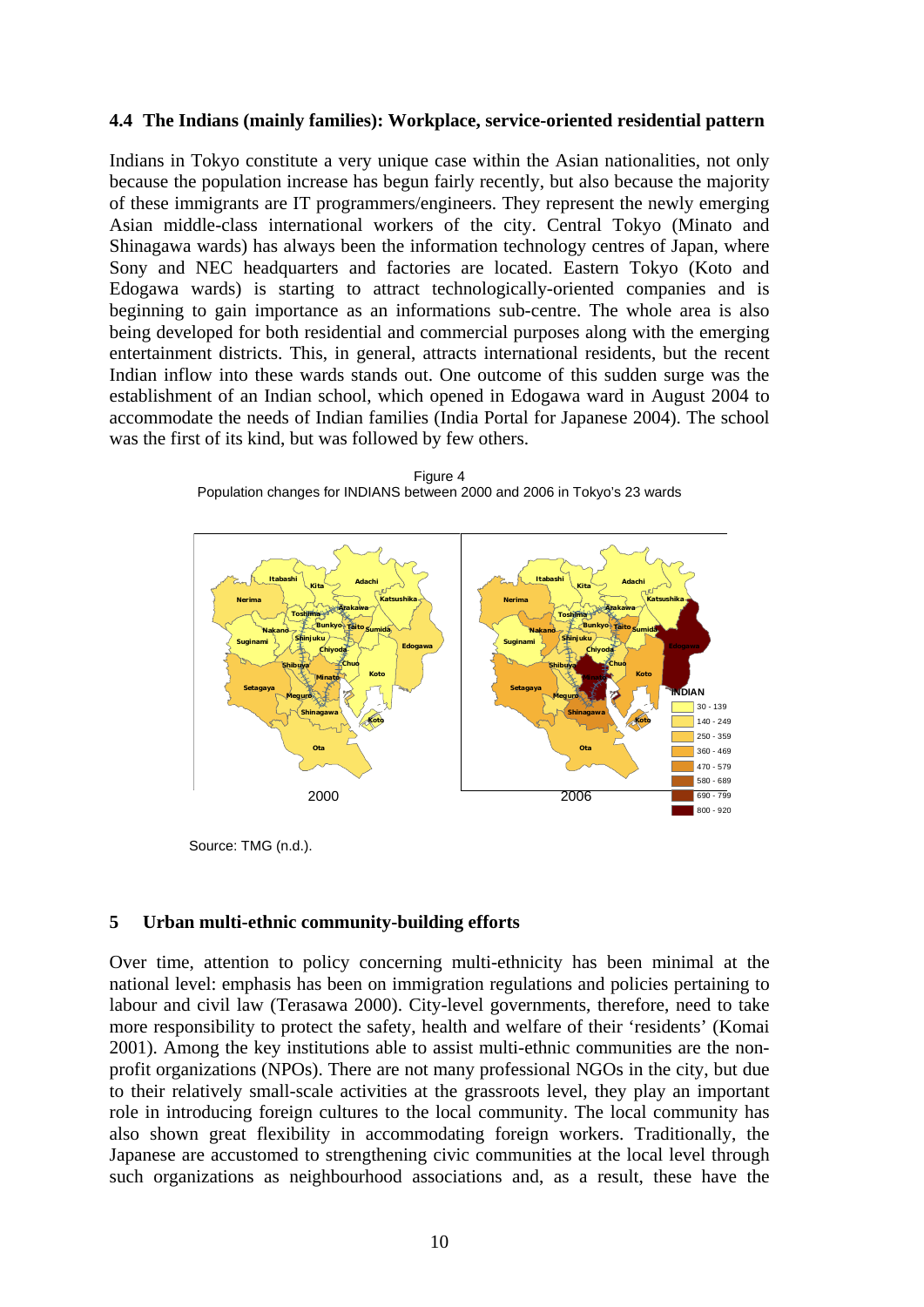### 4.4 The Indians (mainly families): Workplace, service-oriented residential pattern

Indians in Tokyo constitute a very unique case within the Asian nationalities, not only because the population increase has begun fairly recently, but also because the majority of these immigrants are IT programmers/engineers. They represent the newly emerging Asian middle-class international workers of the city. Central Tokyo (Minato and Shinagawa wards) has always been the information technology centres of Japan, where Sony and NEC headquarters and factories are located. Eastern Tokyo (Koto and Edogawa wards) is starting to attract technologically-oriented companies and is beginning to gain importance as an informations sub-centre. The whole area is also being developed for both residential and commercial purposes along with the emerging entertainment districts. This, in general, attracts international residents, but the recent Indian inflow into these wards stands out. One outcome of this sudden surge was the establishment of an Indian school, which opened in Edogawa ward in August 2004 to accommodate the needs of Indian families (India Portal for Japanese 2004). The school was the first of its kind, but was followed by few others.

Figure 4
Population changes for INDIANS between 2000 and 2006 in Tokyo's 23 wards

Source: TMG (n.d.).

## 5 Urban multi-ethnic community-building efforts

Over time, attention to policy concerning multi-ethnicity has been minimal at the national level: emphasis has been on immigration regulations and policies pertaining to labour and civil law (Terasawa 2000). City-level governments, therefore, need to take more responsibility to protect the safety, health and welfare of their 'residents' (Komai 2001). Among the key institutions able to assist multi-ethnic communities are the non-profit organizations (NPOs). There are not many professional NGOs in the city, but due to their relatively small-scale activities at the grassroots level, they play an important role in introducing foreign cultures to the local community. The local community has also shown great flexibility in accommodating foreign workers. Traditionally, the Japanese are accustomed to strengthening civic communities at the local level through such organizations as neighbourhood associations and, as a result, these have the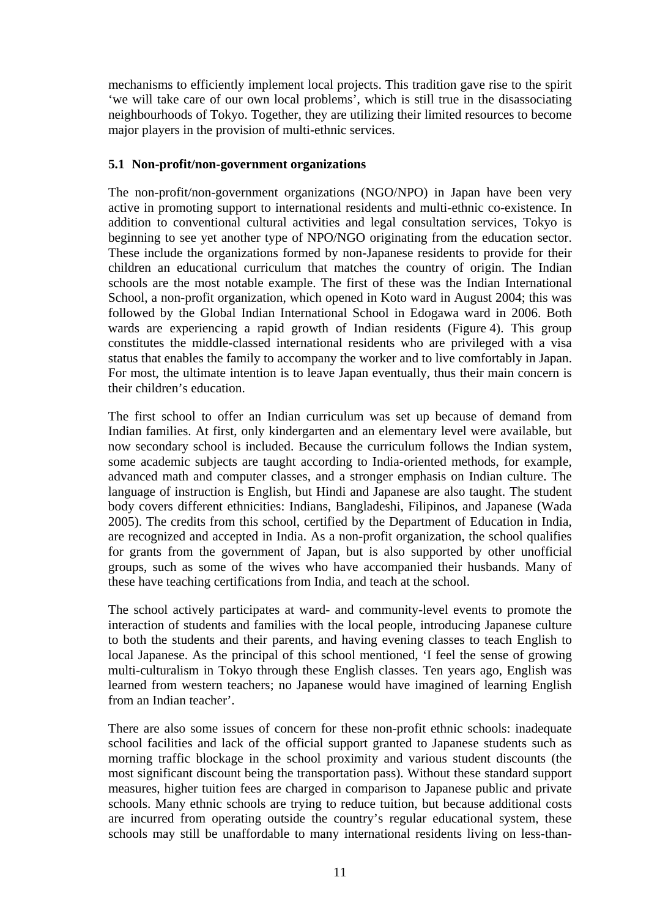mechanisms to efficiently implement local projects. This tradition gave rise to the spirit 'we will take care of our own local problems', which is still true in the disassociating neighbourhoods of Tokyo. Together, they are utilizing their limited resources to become major players in the provision of multi-ethnic services.

### 5.1 Non-profit/non-government organizations

The non-profit/non-government organizations (NGO/NPO) in Japan have been very active in promoting support to international residents and multi-ethnic co-existence. In addition to conventional cultural activities and legal consultation services, Tokyo is beginning to see yet another type of NPO/NGO originating from the education sector. These include the organizations formed by non-Japanese residents to provide for their children an educational curriculum that matches the country of origin. The Indian schools are the most notable example. The first of these was the Indian International School, a non-profit organization, which opened in Koto ward in August 2004; this was followed by the Global Indian International School in Edogawa ward in 2006. Both wards are experiencing a rapid growth of Indian residents (Figure 4). This group constitutes the middle-classed international residents who are privileged with a visa status that enables the family to accompany the worker and to live comfortably in Japan. For most, the ultimate intention is to leave Japan eventually, thus their main concern is their children's education.

The first school to offer an Indian curriculum was set up because of demand from Indian families. At first, only kindergarten and an elementary level were available, but now secondary school is included. Because the curriculum follows the Indian system, some academic subjects are taught according to India-oriented methods, for example, advanced math and computer classes, and a stronger emphasis on Indian culture. The language of instruction is English, but Hindi and Japanese are also taught. The student body covers different ethnicities: Indians, Bangladeshi, Filipinos, and Japanese (Wada 2005). The credits from this school, certified by the Department of Education in India, are recognized and accepted in India. As a non-profit organization, the school qualifies for grants from the government of Japan, but is also supported by other unofficial groups, such as some of the wives who have accompanied their husbands. Many of these have teaching certifications from India, and teach at the school.

The school actively participates at ward- and community-level events to promote the interaction of students and families with the local people, introducing Japanese culture to both the students and their parents, and having evening classes to teach English to local Japanese. As the principal of this school mentioned, 'I feel the sense of growing multi-culturalism in Tokyo through these English classes. Ten years ago, English was learned from western teachers; no Japanese would have imagined of learning English from an Indian teacher'.

There are also some issues of concern for these non-profit ethnic schools: inadequate school facilities and lack of the official support granted to Japanese students such as morning traffic blockage in the school proximity and various student discounts (the most significant discount being the transportation pass). Without these standard support measures, higher tuition fees are charged in comparison to Japanese public and private schools. Many ethnic schools are trying to reduce tuition, but because additional costs are incurred from operating outside the country's regular educational system, these schools may still be unaffordable to many international residents living on less-than-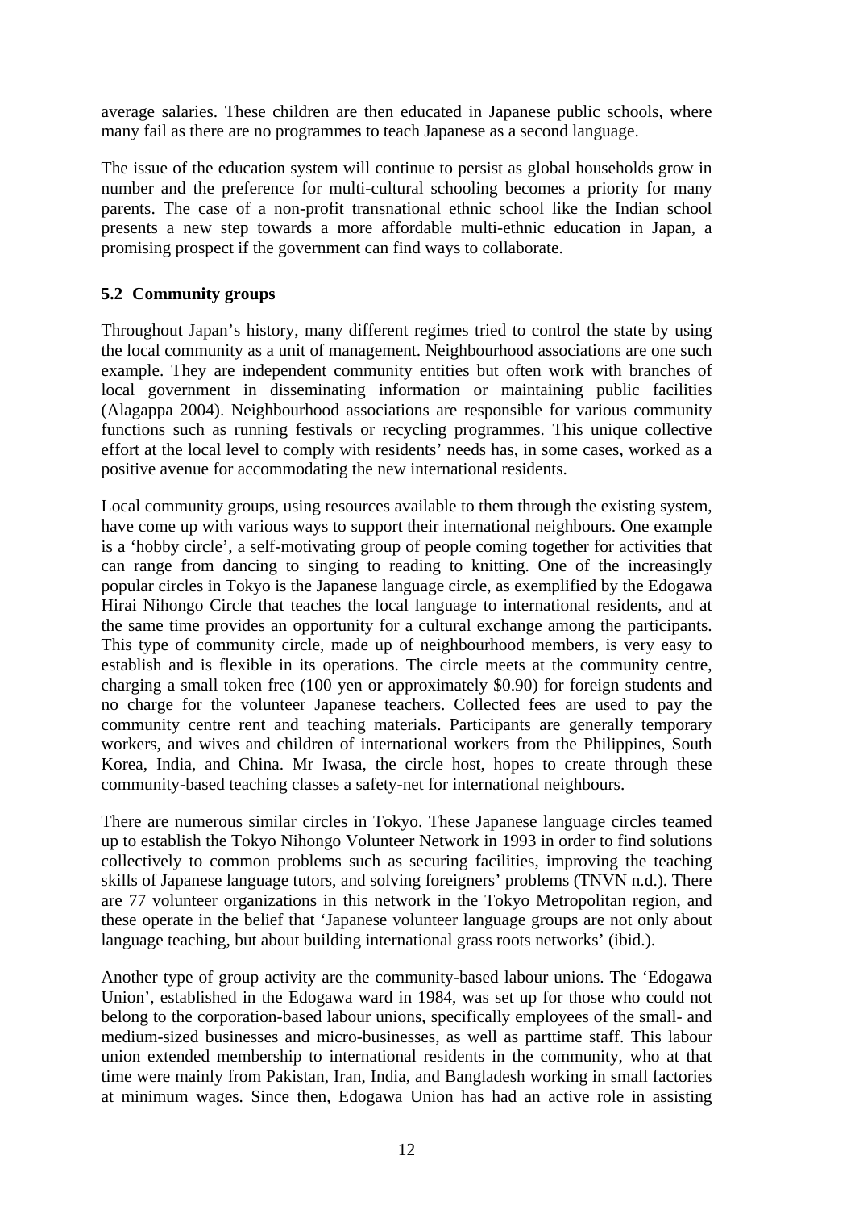average salaries. These children are then educated in Japanese public schools, where many fail as there are no programmes to teach Japanese as a second language.

The issue of the education system will continue to persist as global households grow in number and the preference for multi-cultural schooling becomes a priority for many parents. The case of a non-profit transnational ethnic school like the Indian school presents a new step towards a more affordable multi-ethnic education in Japan, a promising prospect if the government can find ways to collaborate.

## 5.2 Community groups

Throughout Japan's history, many different regimes tried to control the state by using the local community as a unit of management. Neighbourhood associations are one such example. They are independent community entities but often work with branches of local government in disseminating information or maintaining public facilities (Alagappa 2004). Neighbourhood associations are responsible for various community functions such as running festivals or recycling programmes. This unique collective effort at the local level to comply with residents' needs has, in some cases, worked as a positive avenue for accommodating the new international residents.

Local community groups, using resources available to them through the existing system, have come up with various ways to support their international neighbours. One example is a 'hobby circle', a self-motivating group of people coming together for activities that can range from dancing to singing to reading to knitting. One of the increasingly popular circles in Tokyo is the Japanese language circle, as exemplified by the Edogawa Hirai Nihongo Circle that teaches the local language to international residents, and at the same time provides an opportunity for a cultural exchange among the participants. This type of community circle, made up of neighbourhood members, is very easy to establish and is flexible in its operations. The circle meets at the community centre, charging a small token free (100 yen or approximately $0.90) for foreign students and no charge for the volunteer Japanese teachers. Collected fees are used to pay the community centre rent and teaching materials. Participants are generally temporary workers, and wives and children of international workers from the Philippines, South Korea, India, and China. Mr Iwasa, the circle host, hopes to create through these community-based teaching classes a safety-net for international neighbours.

There are numerous similar circles in Tokyo. These Japanese language circles teamed up to establish the Tokyo Nihongo Volunteer Network in 1993 in order to find solutions collectively to common problems such as securing facilities, improving the teaching skills of Japanese language tutors, and solving foreigners' problems (TNVN n.d.). There are 77 volunteer organizations in this network in the Tokyo Metropolitan region, and these operate in the belief that 'Japanese volunteer language groups are not only about language teaching, but about building international grass roots networks' (ibid.).

Another type of group activity are the community-based labour unions. The 'Edogawa Union', established in the Edogawa ward in 1984, was set up for those who could not belong to the corporation-based labour unions, specifically employees of the small- and medium-sized businesses and micro-businesses, as well as parttime staff. This labour union extended membership to international residents in the community, who at that time were mainly from Pakistan, Iran, India, and Bangladesh working in small factories at minimum wages. Since then, Edogawa Union has had an active role in assisting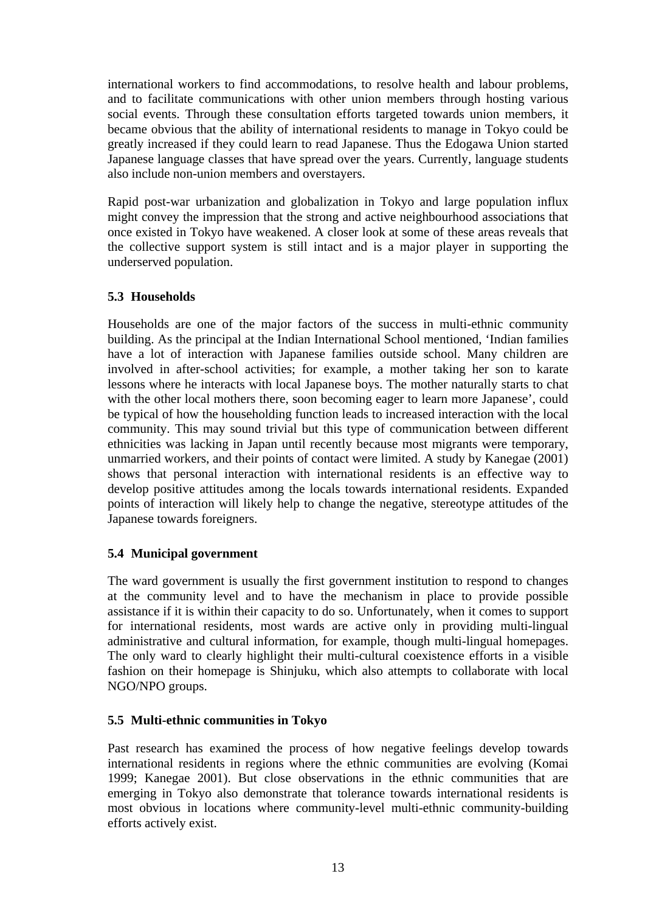international workers to find accommodations, to resolve health and labour problems, and to facilitate communications with other union members through hosting various social events. Through these consultation efforts targeted towards union members, it became obvious that the ability of international residents to manage in Tokyo could be greatly increased if they could learn to read Japanese. Thus the Edogawa Union started Japanese language classes that have spread over the years. Currently, language students also include non-union members and overstayers.

Rapid post-war urbanization and globalization in Tokyo and large population influx might convey the impression that the strong and active neighbourhood associations that once existed in Tokyo have weakened. A closer look at some of these areas reveals that the collective support system is still intact and is a major player in supporting the underserved population.

### 5.3 Households

Households are one of the major factors of the success in multi-ethnic community building. As the principal at the Indian International School mentioned, 'Indian families have a lot of interaction with Japanese families outside school. Many children are involved in after-school activities; for example, a mother taking her son to karate lessons where he interacts with local Japanese boys. The mother naturally starts to chat with the other local mothers there, soon becoming eager to learn more Japanese', could be typical of how the householding function leads to increased interaction with the local community. This may sound trivial but this type of communication between different ethnicities was lacking in Japan until recently because most migrants were temporary, unmarried workers, and their points of contact were limited. A study by Kanegae (2001) shows that personal interaction with international residents is an effective way to develop positive attitudes among the locals towards international residents. Expanded points of interaction will likely help to change the negative, stereotype attitudes of the Japanese towards foreigners.

### 5.4 Municipal government

The ward government is usually the first government institution to respond to changes at the community level and to have the mechanism in place to provide possible assistance if it is within their capacity to do so. Unfortunately, when it comes to support for international residents, most wards are active only in providing multi-lingual administrative and cultural information, for example, though multi-lingual homepages. The only ward to clearly highlight their multi-cultural coexistence efforts in a visible fashion on their homepage is Shinjuku, which also attempts to collaborate with local NGO/NPO groups.

### 5.5 Multi-ethnic communities in Tokyo

Past research has examined the process of how negative feelings develop towards international residents in regions where the ethnic communities are evolving (Komai 1999; Kanegae 2001). But close observations in the ethnic communities that are emerging in Tokyo also demonstrate that tolerance towards international residents is most obvious in locations where community-level multi-ethnic community-building efforts actively exist.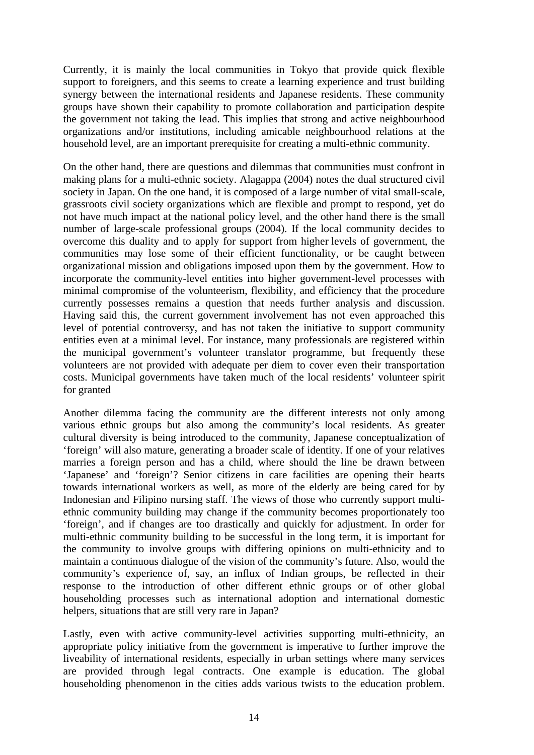Currently, it is mainly the local communities in Tokyo that provide quick flexible support to foreigners, and this seems to create a learning experience and trust building synergy between the international residents and Japanese residents. These community groups have shown their capability to promote collaboration and participation despite the government not taking the lead. This implies that strong and active neighbourhood organizations and/or institutions, including amicable neighbourhood relations at the household level, are an important prerequisite for creating a multi-ethnic community.

On the other hand, there are questions and dilemmas that communities must confront in making plans for a multi-ethnic society. Alagappa (2004) notes the dual structured civil society in Japan. On the one hand, it is composed of a large number of vital small-scale, grassroots civil society organizations which are flexible and prompt to respond, yet do not have much impact at the national policy level, and the other hand there is the small number of large-scale professional groups (2004). If the local community decides to overcome this duality and to apply for support from higher levels of government, the communities may lose some of their efficient functionality, or be caught between organizational mission and obligations imposed upon them by the government. How to incorporate the community-level entities into higher government-level processes with minimal compromise of the volunteerism, flexibility, and efficiency that the procedure currently possesses remains a question that needs further analysis and discussion. Having said this, the current government involvement has not even approached this level of potential controversy, and has not taken the initiative to support community entities even at a minimal level. For instance, many professionals are registered within the municipal government's volunteer translator programme, but frequently these volunteers are not provided with adequate per diem to cover even their transportation costs. Municipal governments have taken much of the local residents' volunteer spirit for granted

Another dilemma facing the community are the different interests not only among various ethnic groups but also among the community's local residents. As greater cultural diversity is being introduced to the community, Japanese conceptualization of 'foreign' will also mature, generating a broader scale of identity. If one of your relatives marries a foreign person and has a child, where should the line be drawn between 'Japanese' and 'foreign'? Senior citizens in care facilities are opening their hearts towards international workers as well, as more of the elderly are being cared for by Indonesian and Filipino nursing staff. The views of those who currently support multi-ethnic community building may change if the community becomes proportionately too 'foreign', and if changes are too drastically and quickly for adjustment. In order for multi-ethnic community building to be successful in the long term, it is important for the community to involve groups with differing opinions on multi-ethnicity and to maintain a continuous dialogue of the vision of the community's future. Also, would the community's experience of, say, an influx of Indian groups, be reflected in their response to the introduction of other different ethnic groups or of other global householding processes such as international adoption and international domestic helpers, situations that are still very rare in Japan?

Lastly, even with active community-level activities supporting multi-ethnicity, an appropriate policy initiative from the government is imperative to further improve the liveability of international residents, especially in urban settings where many services are provided through legal contracts. One example is education. The global householding phenomenon in the cities adds various twists to the education problem.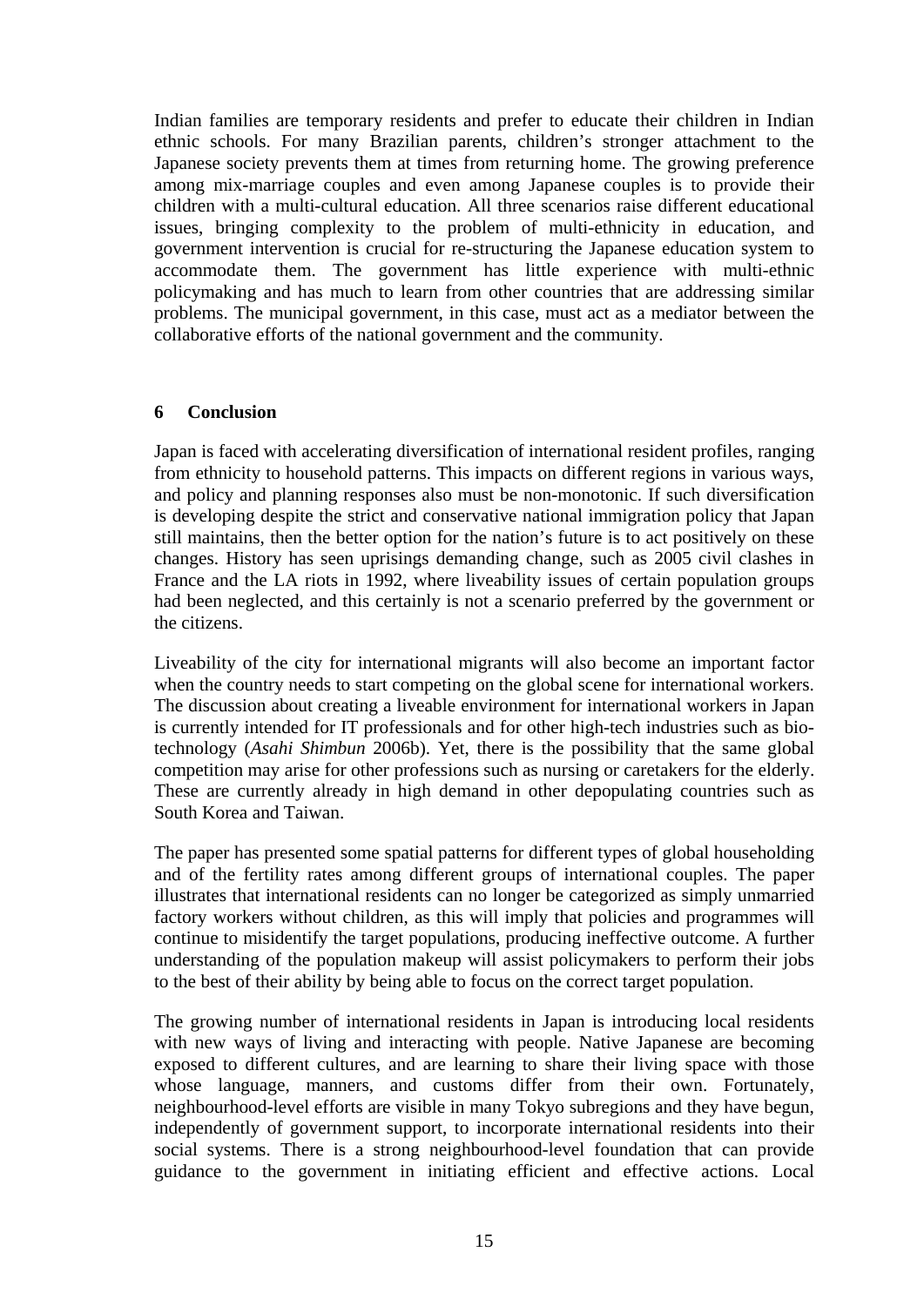Indian families are temporary residents and prefer to educate their children in Indian ethnic schools. For many Brazilian parents, children's stronger attachment to the Japanese society prevents them at times from returning home. The growing preference among mix-marriage couples and even among Japanese couples is to provide their children with a multi-cultural education. All three scenarios raise different educational issues, bringing complexity to the problem of multi-ethnicity in education, and government intervention is crucial for re-structuring the Japanese education system to accommodate them. The government has little experience with multi-ethnic policymaking and has much to learn from other countries that are addressing similar problems. The municipal government, in this case, must act as a mediator between the collaborative efforts of the national government and the community.

## 6 Conclusion

Japan is faced with accelerating diversification of international resident profiles, ranging from ethnicity to household patterns. This impacts on different regions in various ways, and policy and planning responses also must be non-monotonic. If such diversification is developing despite the strict and conservative national immigration policy that Japan still maintains, then the better option for the nation's future is to act positively on these changes. History has seen uprisings demanding change, such as 2005 civil clashes in France and the LA riots in 1992, where liveability issues of certain population groups had been neglected, and this certainly is not a scenario preferred by the government or the citizens.

Liveability of the city for international migrants will also become an important factor when the country needs to start competing on the global scene for international workers. The discussion about creating a liveable environment for international workers in Japan is currently intended for IT professionals and for other high-tech industries such as bio-technology (*Asahi Shimbun* 2006b). Yet, there is the possibility that the same global competition may arise for other professions such as nursing or caretakers for the elderly. These are currently already in high demand in other depopulating countries such as South Korea and Taiwan.

The paper has presented some spatial patterns for different types of global householding and of the fertility rates among different groups of international couples. The paper illustrates that international residents can no longer be categorized as simply unmarried factory workers without children, as this will imply that policies and programmes will continue to misidentify the target populations, producing ineffective outcome. A further understanding of the population makeup will assist policymakers to perform their jobs to the best of their ability by being able to focus on the correct target population.

The growing number of international residents in Japan is introducing local residents with new ways of living and interacting with people. Native Japanese are becoming exposed to different cultures, and are learning to share their living space with those whose language, manners, and customs differ from their own. Fortunately, neighbourhood-level efforts are visible in many Tokyo subregions and they have begun, independently of government support, to incorporate international residents into their social systems. There is a strong neighbourhood-level foundation that can provide guidance to the government in initiating efficient and effective actions. Local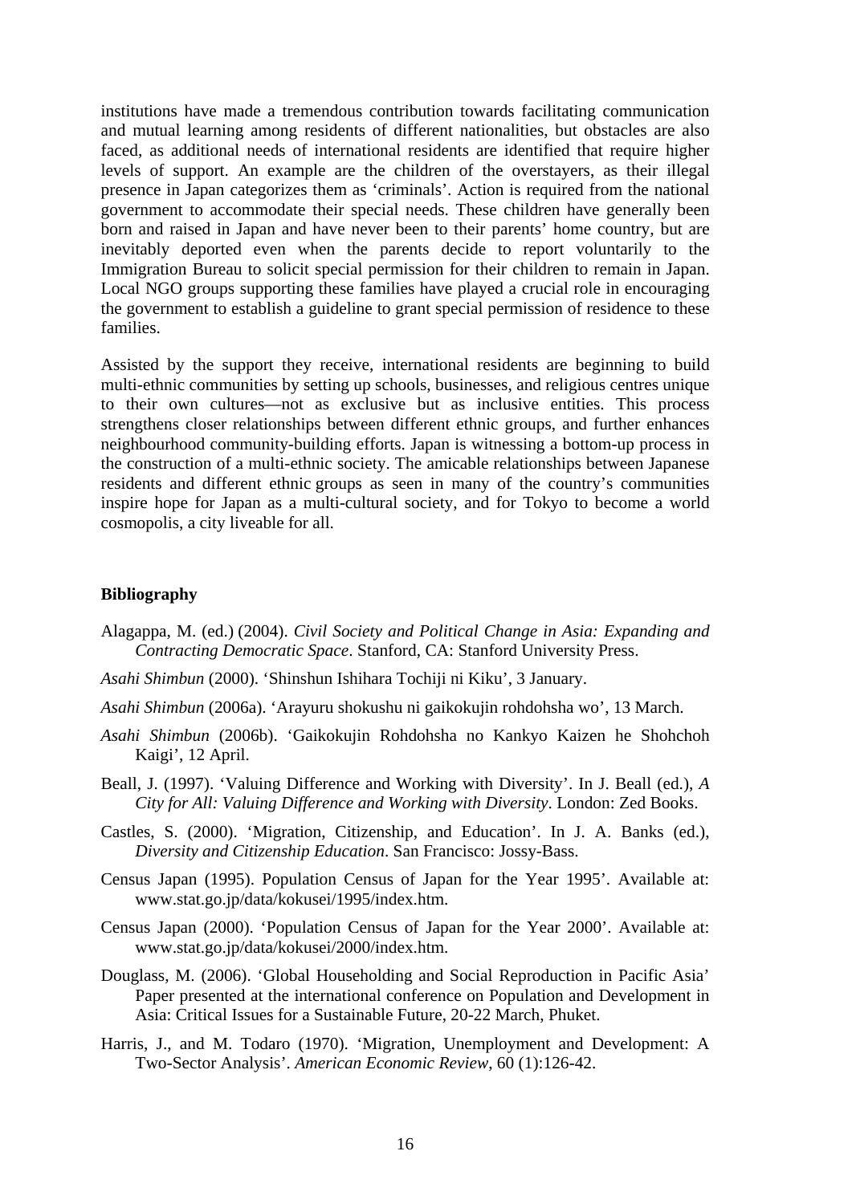institutions have made a tremendous contribution towards facilitating communication and mutual learning among residents of different nationalities, but obstacles are also faced, as additional needs of international residents are identified that require higher levels of support. An example are the children of the overstayers, as their illegal presence in Japan categorizes them as 'criminals'. Action is required from the national government to accommodate their special needs. These children have generally been born and raised in Japan and have never been to their parents' home country, but are inevitably deported even when the parents decide to report voluntarily to the Immigration Bureau to solicit special permission for their children to remain in Japan. Local NGO groups supporting these families have played a crucial role in encouraging the government to establish a guideline to grant special permission of residence to these families.

Assisted by the support they receive, international residents are beginning to build multi-ethnic communities by setting up schools, businesses, and religious centres unique to their own cultures—not as exclusive but as inclusive entities. This process strengthens closer relationships between different ethnic groups, and further enhances neighbourhood community-building efforts. Japan is witnessing a bottom-up process in the construction of a multi-ethnic society. The amicable relationships between Japanese residents and different ethnic groups as seen in many of the country's communities inspire hope for Japan as a multi-cultural society, and for Tokyo to become a world cosmopolis, a city liveable for all.

### Bibliography

Alagappa, M. (ed.) (2004). *Civil Society and Political Change in Asia: Expanding and Contracting Democratic Space*. Stanford, CA: Stanford University Press.

*Asahi Shimbun* (2000). 'Shinshun Ishihara Tochiji ni Kiku', 3 January.

*Asahi Shimbun* (2006a). 'Arayuru shokushu ni gaikokujin rohdohsha wo', 13 March.

*Asahi Shimbun* (2006b). 'Gaikokujin Rohdohsha no Kankyo Kaizen he Shohchoh Kaigi', 12 April.

Beall, J. (1997). 'Valuing Difference and Working with Diversity'. In J. Beall (ed.), *A City for All: Valuing Difference and Working with Diversity*. London: Zed Books.

Castles, S. (2000). 'Migration, Citizenship, and Education'. In J. A. Banks (ed.), *Diversity and Citizenship Education*. San Francisco: Jossy-Bass.

Census Japan (1995). Population Census of Japan for the Year 1995'. Available at: www.stat.go.jp/data/kokusei/1995/index.htm.

Census Japan (2000). 'Population Census of Japan for the Year 2000'. Available at: www.stat.go.jp/data/kokusei/2000/index.htm.

Douglass, M. (2006). 'Global Householding and Social Reproduction in Pacific Asia' Paper presented at the international conference on Population and Development in Asia: Critical Issues for a Sustainable Future, 20-22 March, Phuket.

Harris, J., and M. Todaro (1970). 'Migration, Unemployment and Development: A Two-Sector Analysis'. *American Economic Review*, 60 (1):126-42.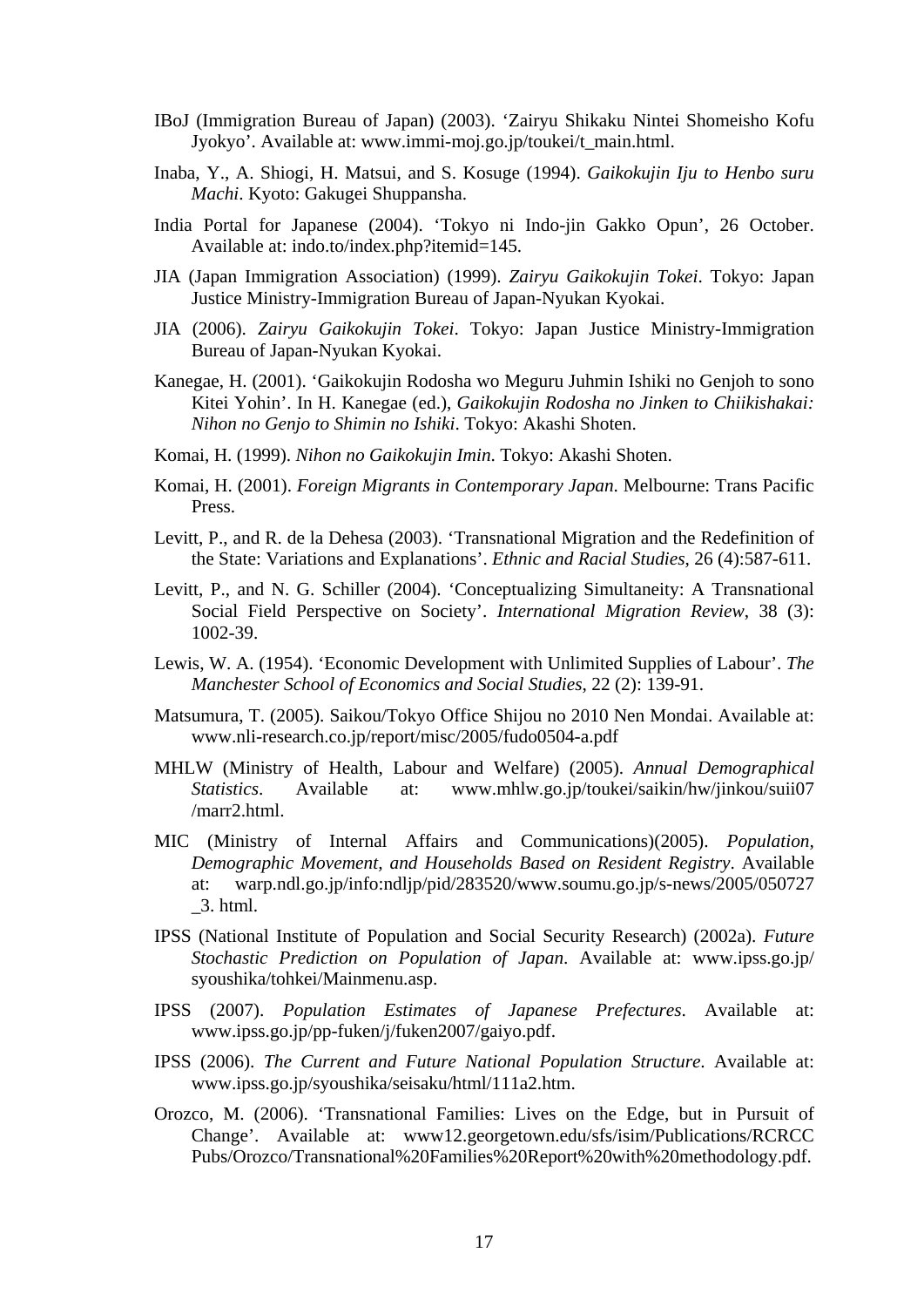IBoJ (Immigration Bureau of Japan) (2003). 'Zairyu Shikaku Nintei Shomeisho Kofu Jyokyo'. Available at: www.immi-moj.go.jp/toukei/t_main.html.

Inaba, Y., A. Shiogi, H. Matsui, and S. Kosuge (1994). *Gaikokujin Iju to Henbo suru Machi*. Kyoto: Gakugei Shuppansha.

India Portal for Japanese (2004). 'Tokyo ni Indo-jin Gakko Opun', 26 October. Available at: indo.to/index.php?itemid=145.

JIA (Japan Immigration Association) (1999). *Zairyu Gaikokujin Tokei*. Tokyo: Japan Justice Ministry-Immigration Bureau of Japan-Nyukan Kyokai.

JIA (2006). *Zairyu Gaikokujin Tokei*. Tokyo: Japan Justice Ministry-Immigration Bureau of Japan-Nyukan Kyokai.

Kanegae, H. (2001). 'Gaikokujin Rodosha wo Meguru Juhmin Ishiki no Genjoh to sono Kitei Yohin'. In H. Kanegae (ed.), *Gaikokujin Rodosha no Jinken to Chiikishakai: Nihon no Genjo to Shimin no Ishiki*. Tokyo: Akashi Shoten.

Komai, H. (1999). *Nihon no Gaikokujin Imin*. Tokyo: Akashi Shoten.

Komai, H. (2001). *Foreign Migrants in Contemporary Japan*. Melbourne: Trans Pacific Press.

Levitt, P., and R. de la Dehesa (2003). 'Transnational Migration and the Redefinition of the State: Variations and Explanations'. *Ethnic and Racial Studies*, 26 (4):587-611.

Levitt, P., and N. G. Schiller (2004). 'Conceptualizing Simultaneity: A Transnational Social Field Perspective on Society'. *International Migration Review*, 38 (3): 1002-39.

Lewis, W. A. (1954). 'Economic Development with Unlimited Supplies of Labour'. *The Manchester School of Economics and Social Studies*, 22 (2): 139-91.

Matsumura, T. (2005). Saikou/Tokyo Office Shijou no 2010 Nen Mondai. Available at: www.nli-research.co.jp/report/misc/2005/fudo0504-a.pdf

MHLW (Ministry of Health, Labour and Welfare) (2005). *Annual Demographical Statistics*. Available at: www.mhlw.go.jp/toukei/saikin/hw/jinkou/suii07 /marr2.html.

MIC (Ministry of Internal Affairs and Communications)(2005). *Population, Demographic Movement, and Households Based on Resident Registry*. Available at: warp.ndl.go.jp/info:ndljp/pid/283520/www.soumu.go.jp/s-news/2005/050727 _3. html.

IPSS (National Institute of Population and Social Security Research) (2002a). *Future Stochastic Prediction on Population of Japan*. Available at: www.ipss.go.jp/ syoushika/tohkei/Mainmenu.asp.

IPSS (2007). *Population Estimates of Japanese Prefectures*. Available at: www.ipss.go.jp/pp-fuken/j/fuken2007/gaiyo.pdf.

IPSS (2006). *The Current and Future National Population Structure*. Available at: www.ipss.go.jp/syoushika/seisaku/html/111a2.htm.

Orozco, M. (2006). 'Transnational Families: Lives on the Edge, but in Pursuit of Change'. Available at: www12.georgetown.edu/sfs/isim/Publications/RCRCC Pubs/Orozco/Transnational%20Families%20Report%20with%20methodology.pdf.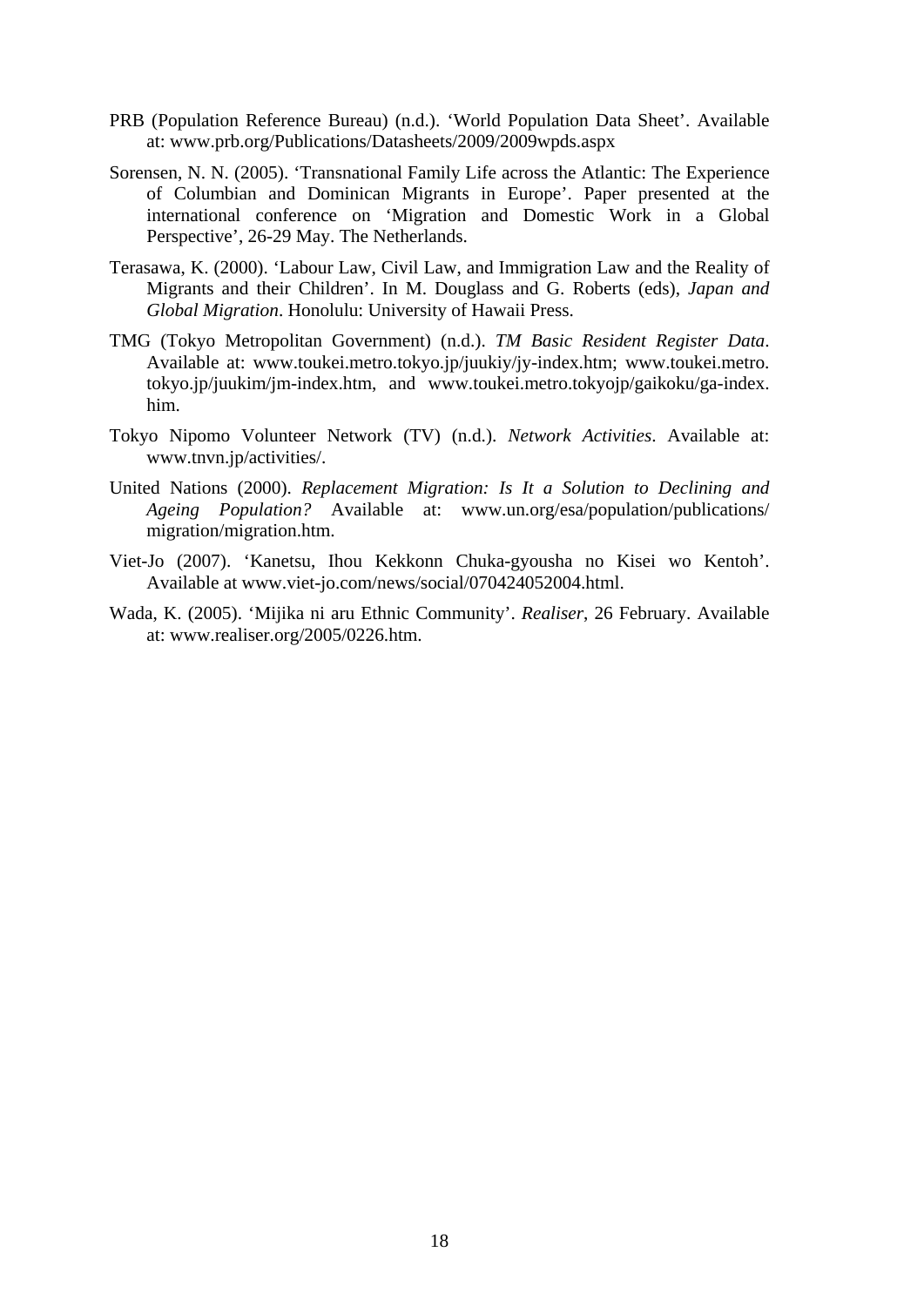PRB (Population Reference Bureau) (n.d.). 'World Population Data Sheet'. Available at: www.prb.org/Publications/Datasheets/2009/2009wpds.aspx

Sorensen, N. N. (2005). 'Transnational Family Life across the Atlantic: The Experience of Columbian and Dominican Migrants in Europe'. Paper presented at the international conference on 'Migration and Domestic Work in a Global Perspective', 26-29 May. The Netherlands.

Terasawa, K. (2000). 'Labour Law, Civil Law, and Immigration Law and the Reality of Migrants and their Children'. In M. Douglass and G. Roberts (eds), *Japan and Global Migration*. Honolulu: University of Hawaii Press.

TMG (Tokyo Metropolitan Government) (n.d.). *TM Basic Resident Register Data*. Available at: www.toukei.metro.tokyo.jp/juukiy/jy-index.htm; www.toukei.metro. tokyo.jp/juukim/jm-index.htm, and www.toukei.metro.tokyojp/gaikoku/ga-index. him.

Tokyo Nipomo Volunteer Network (TV) (n.d.). *Network Activities*. Available at: www.tnvn.jp/activities/.

United Nations (2000). *Replacement Migration: Is It a Solution to Declining and Ageing Population?* Available at: www.un.org/esa/population/publications/ migration/migration.htm.

Viet-Jo (2007). 'Kanetsu, Ihou Kekkonn Chuka-gyousha no Kisei wo Kentoh'. Available at www.viet-jo.com/news/social/070424052004.html.

Wada, K. (2005). 'Mijika ni aru Ethnic Community'. *Realiser*, 26 February. Available at: www.realiser.org/2005/0226.htm.